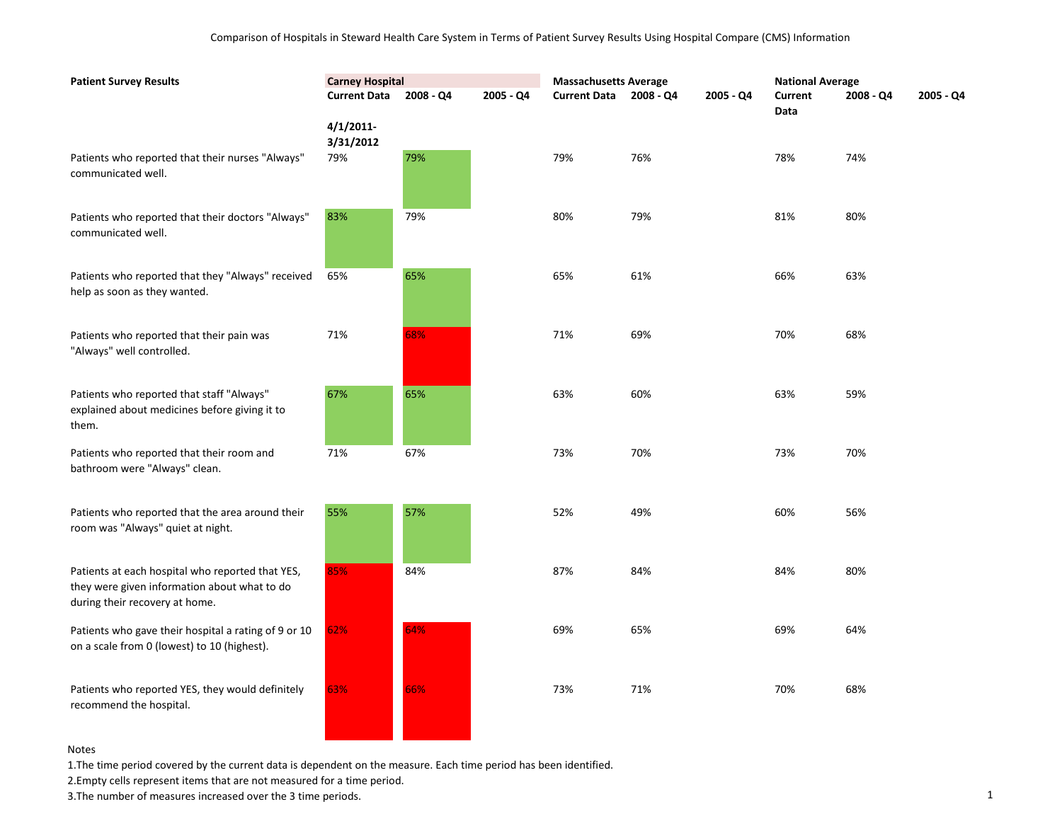Comparison of Hospitals in Steward Health Care System in Terms of Patient Survey Results Using Hospital Compare (CMS) Information

| Patient Survey Results | Carney Hospital | | | Massachusetts Average | | | National Average | | |
|---|---|---|---|---|---|---|---|---|---|
| | Current Data | 2008 - Q4 | 2005 - Q4 | Current Data | 2008 - Q4 | 2005 - Q4 | Current Data | 2008 - Q4 | 2005 - Q4 |
| | 4/1/2011-3/31/2012 | | | | | | | | |
| Patients who reported that their nurses "Always" communicated well. | 79% | 79% | | 79% | 76% | | 78% | 74% | |
| Patients who reported that their doctors "Always" communicated well. | 83% | 79% | | 80% | 79% | | 81% | 80% | |
| Patients who reported that they "Always" received help as soon as they wanted. | 65% | 65% | | 65% | 61% | | 66% | 63% | |
| Patients who reported that their pain was "Always" well controlled. | 71% | 68% | | 71% | 69% | | 70% | 68% | |
| Patients who reported that staff "Always" explained about medicines before giving it to them. | 67% | 65% | | 63% | 60% | | 63% | 59% | |
| Patients who reported that their room and bathroom were "Always" clean. | 71% | 67% | | 73% | 70% | | 73% | 70% | |
| Patients who reported that the area around their room was "Always" quiet at night. | 55% | 57% | | 52% | 49% | | 60% | 56% | |
| Patients at each hospital who reported that YES, they were given information about what to do during their recovery at home. | 85% | 84% | | 87% | 84% | | 84% | 80% | |
| Patients who gave their hospital a rating of 9 or 10 on a scale from 0 (lowest) to 10 (highest). | 62% | 64% | | 69% | 65% | | 69% | 64% | |
| Patients who reported YES, they would definitely recommend the hospital. | 63% | 66% | | 73% | 71% | | 70% | 68% | |

Notes

1.The time period covered by the current data is dependent on the measure. Each time period has been identified.

2.Empty cells represent items that are not measured for a time period.

3.The number of measures increased over the 3 time periods.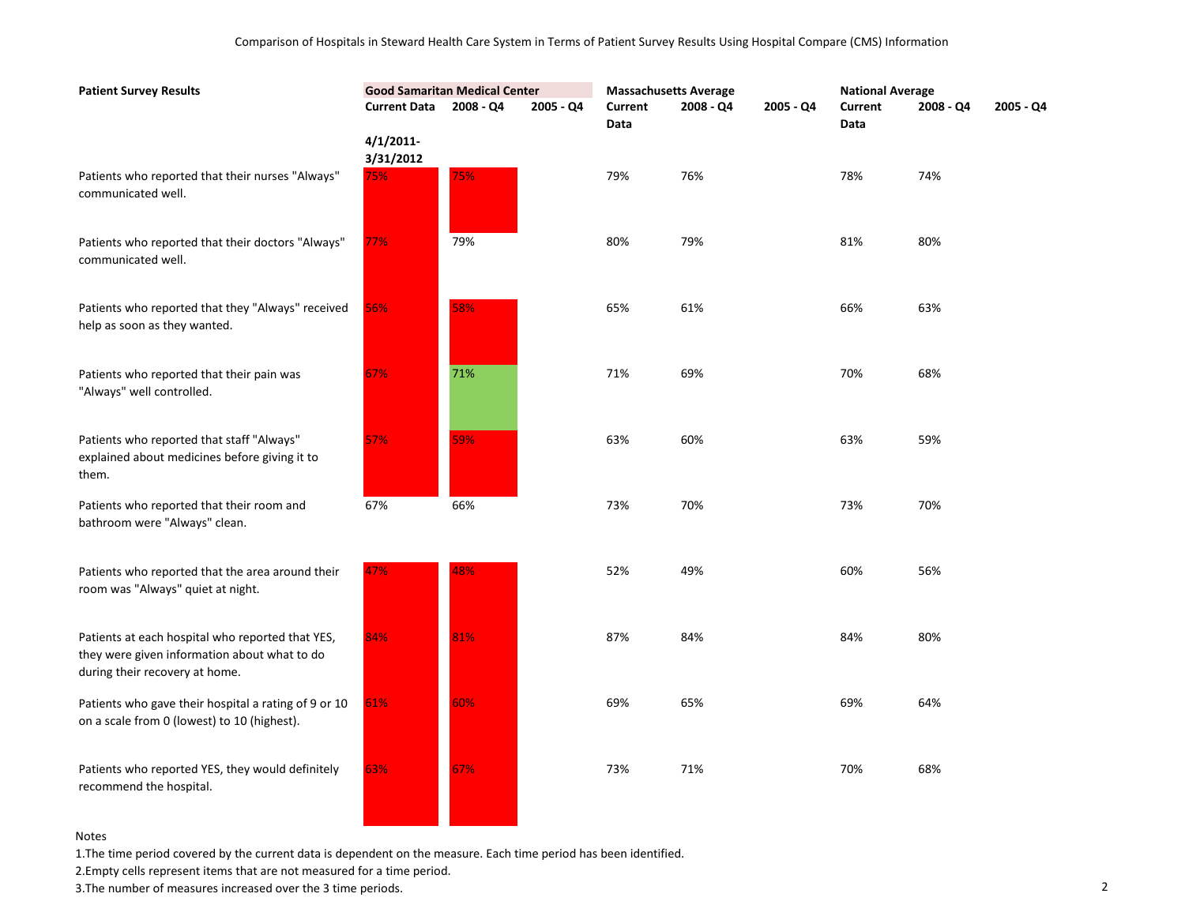Comparison of Hospitals in Steward Health Care System in Terms of Patient Survey Results Using Hospital Compare (CMS) Information

| Patient Survey Results | Good Samaritan Medical Center | | | Massachusetts Average | | | National Average | | |
|---|---|---|---|---|---|---|---|---|---|
| | Current Data 4/1/2011-3/31/2012 | 2008 - Q4 | 2005 - Q4 | Current Data | 2008 - Q4 | 2005 - Q4 | Current Data | 2008 - Q4 | 2005 - Q4 |
| Patients who reported that their nurses "Always" communicated well. | 75% | 75% | | 79% | 76% | | 78% | 74% | |
| Patients who reported that their doctors "Always" communicated well. | 77% | 79% | | 80% | 79% | | 81% | 80% | |
| Patients who reported that they "Always" received help as soon as they wanted. | 56% | 58% | | 65% | 61% | | 66% | 63% | |
| Patients who reported that their pain was "Always" well controlled. | 67% | 71% | | 71% | 69% | | 70% | 68% | |
| Patients who reported that staff "Always" explained about medicines before giving it to them. | 57% | 59% | | 63% | 60% | | 63% | 59% | |
| Patients who reported that their room and bathroom were "Always" clean. | 67% | 66% | | 73% | 70% | | 73% | 70% | |
| Patients who reported that the area around their room was "Always" quiet at night. | 47% | 48% | | 52% | 49% | | 60% | 56% | |
| Patients at each hospital who reported that YES, they were given information about what to do during their recovery at home. | 84% | 81% | | 87% | 84% | | 84% | 80% | |
| Patients who gave their hospital a rating of 9 or 10 on a scale from 0 (lowest) to 10 (highest). | 61% | 60% | | 69% | 65% | | 69% | 64% | |
| Patients who reported YES, they would definitely recommend the hospital. | 63% | 67% | | 73% | 71% | | 70% | 68% | |

Notes

1.The time period covered by the current data is dependent on the measure. Each time period has been identified.

2.Empty cells represent items that are not measured for a time period.

3.The number of measures increased over the 3 time periods.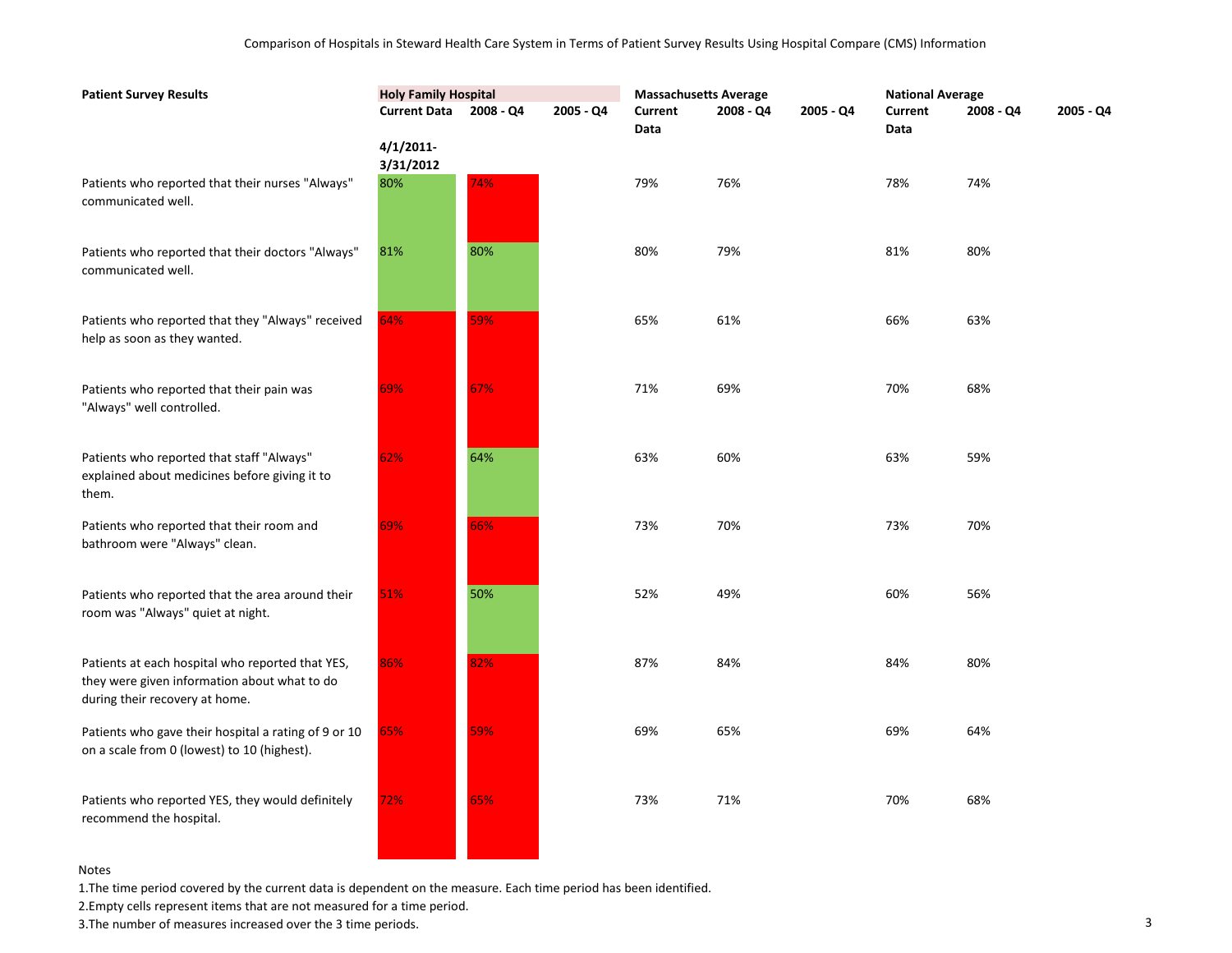Comparison of Hospitals in Steward Health Care System in Terms of Patient Survey Results Using Hospital Compare (CMS) Information

| Patient Survey Results | Holy Family Hospital | | | Massachusetts Average | | | National Average | | |
|---|---|---|---|---|---|---|---|---|---|
| | Current Data 4/1/2011-3/31/2012 | 2008 - Q4 | 2005 - Q4 | Current Data | 2008 - Q4 | 2005 - Q4 | Current Data | 2008 - Q4 | 2005 - Q4 |
| Patients who reported that their nurses "Always" communicated well. | 80% | 74% | | 79% | 76% | | 78% | 74% | |
| Patients who reported that their doctors "Always" communicated well. | 81% | 80% | | 80% | 79% | | 81% | 80% | |
| Patients who reported that they "Always" received help as soon as they wanted. | 64% | 59% | | 65% | 61% | | 66% | 63% | |
| Patients who reported that their pain was "Always" well controlled. | 69% | 67% | | 71% | 69% | | 70% | 68% | |
| Patients who reported that staff "Always" explained about medicines before giving it to them. | 62% | 64% | | 63% | 60% | | 63% | 59% | |
| Patients who reported that their room and bathroom were "Always" clean. | 69% | 66% | | 73% | 70% | | 73% | 70% | |
| Patients who reported that the area around their room was "Always" quiet at night. | 51% | 50% | | 52% | 49% | | 60% | 56% | |
| Patients at each hospital who reported that YES, they were given information about what to do during their recovery at home. | 86% | 82% | | 87% | 84% | | 84% | 80% | |
| Patients who gave their hospital a rating of 9 or 10 on a scale from 0 (lowest) to 10 (highest). | 65% | 59% | | 69% | 65% | | 69% | 64% | |
| Patients who reported YES, they would definitely recommend the hospital. | 72% | 65% | | 73% | 71% | | 70% | 68% | |

Notes

1.The time period covered by the current data is dependent on the measure. Each time period has been identified.

2.Empty cells represent items that are not measured for a time period.

3.The number of measures increased over the 3 time periods.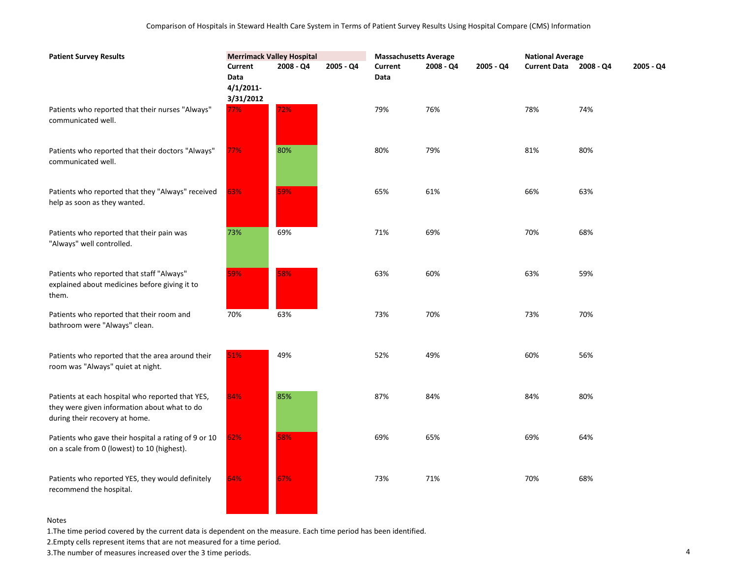Comparison of Hospitals in Steward Health Care System in Terms of Patient Survey Results Using Hospital Compare (CMS) Information

| Patient Survey Results | Merrimack Valley Hospital | | | Massachusetts Average | | | National Average | | |
|---|---|---|---|---|---|---|---|---|---|
| | Current Data 4/1/2011-3/31/2012 | 2008 - Q4 | 2005 - Q4 | Current Data | 2008 - Q4 | 2005 - Q4 | Current Data | 2008 - Q4 | 2005 - Q4 |
| Patients who reported that their nurses "Always" communicated well. | 77% | 72% | | 79% | 76% | | 78% | 74% | |
| Patients who reported that their doctors "Always" communicated well. | 77% | 80% | | 80% | 79% | | 81% | 80% | |
| Patients who reported that they "Always" received help as soon as they wanted. | 63% | 59% | | 65% | 61% | | 66% | 63% | |
| Patients who reported that their pain was "Always" well controlled. | 73% | 69% | | 71% | 69% | | 70% | 68% | |
| Patients who reported that staff "Always" explained about medicines before giving it to them. | 59% | 58% | | 63% | 60% | | 63% | 59% | |
| Patients who reported that their room and bathroom were "Always" clean. | 70% | 63% | | 73% | 70% | | 73% | 70% | |
| Patients who reported that the area around their room was "Always" quiet at night. | 51% | 49% | | 52% | 49% | | 60% | 56% | |
| Patients at each hospital who reported that YES, they were given information about what to do during their recovery at home. | 84% | 85% | | 87% | 84% | | 84% | 80% | |
| Patients who gave their hospital a rating of 9 or 10 on a scale from 0 (lowest) to 10 (highest). | 62% | 58% | | 69% | 65% | | 69% | 64% | |
| Patients who reported YES, they would definitely recommend the hospital. | 64% | 67% | | 73% | 71% | | 70% | 68% | |

Notes

1. The time period covered by the current data is dependent on the measure. Each time period has been identified.
2. Empty cells represent items that are not measured for a time period.
3. The number of measures increased over the 3 time periods.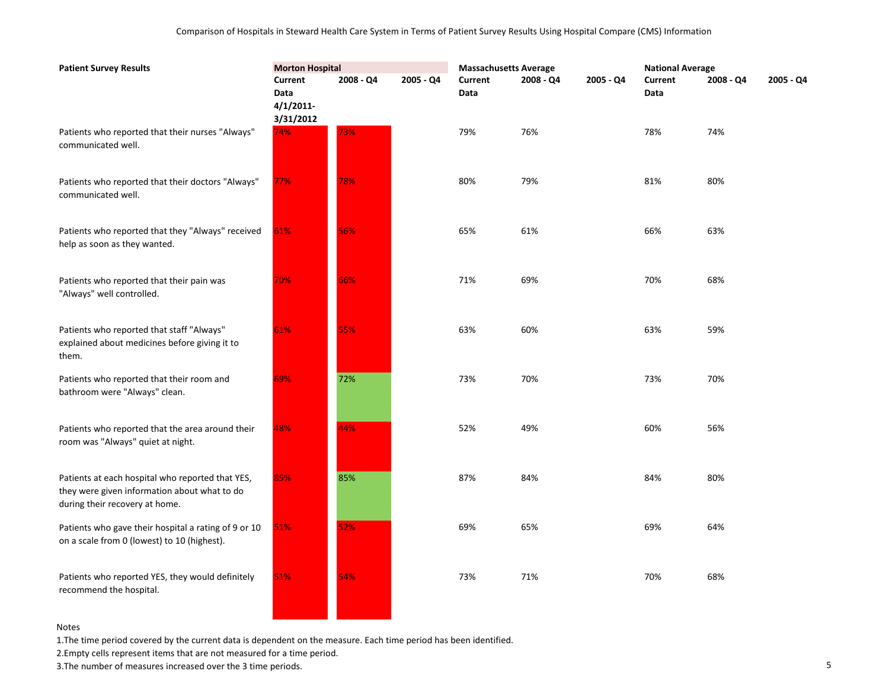Comparison of Hospitals in Steward Health Care System in Terms of Patient Survey Results Using Hospital Compare (CMS) Information

| Patient Survey Results | Morton Hospital | | | Massachusetts Average | | | National Average | | |
|---|---|---|---|---|---|---|---|---|---|
| | Current Data 4/1/2011-3/31/2012 | 2008 - Q4 | 2005 - Q4 | Current Data | 2008 - Q4 | 2005 - Q4 | Current Data | 2008 - Q4 | 2005 - Q4 |
| Patients who reported that their nurses "Always" communicated well. | 74% | 73% | | 79% | 76% | | 78% | 74% | |
| Patients who reported that their doctors "Always" communicated well. | 77% | 78% | | 80% | 79% | | 81% | 80% | |
| Patients who reported that they "Always" received help as soon as they wanted. | 61% | 56% | | 65% | 61% | | 66% | 63% | |
| Patients who reported that their pain was "Always" well controlled. | 70% | 66% | | 71% | 69% | | 70% | 68% | |
| Patients who reported that staff "Always" explained about medicines before giving it to them. | 61% | 55% | | 63% | 60% | | 63% | 59% | |
| Patients who reported that their room and bathroom were "Always" clean. | 69% | 72% | | 73% | 70% | | 73% | 70% | |
| Patients who reported that the area around their room was "Always" quiet at night. | 48% | 44% | | 52% | 49% | | 60% | 56% | |
| Patients at each hospital who reported that YES, they were given information about what to do during their recovery at home. | 85% | 85% | | 87% | 84% | | 84% | 80% | |
| Patients who gave their hospital a rating of 9 or 10 on a scale from 0 (lowest) to 10 (highest). | 51% | 52% | | 69% | 65% | | 69% | 64% | |
| Patients who reported YES, they would definitely recommend the hospital. | 51% | 54% | | 73% | 71% | | 70% | 68% | |

Notes

1. The time period covered by the current data is dependent on the measure. Each time period has been identified.
2. Empty cells represent items that are not measured for a time period.
3. The number of measures increased over the 3 time periods.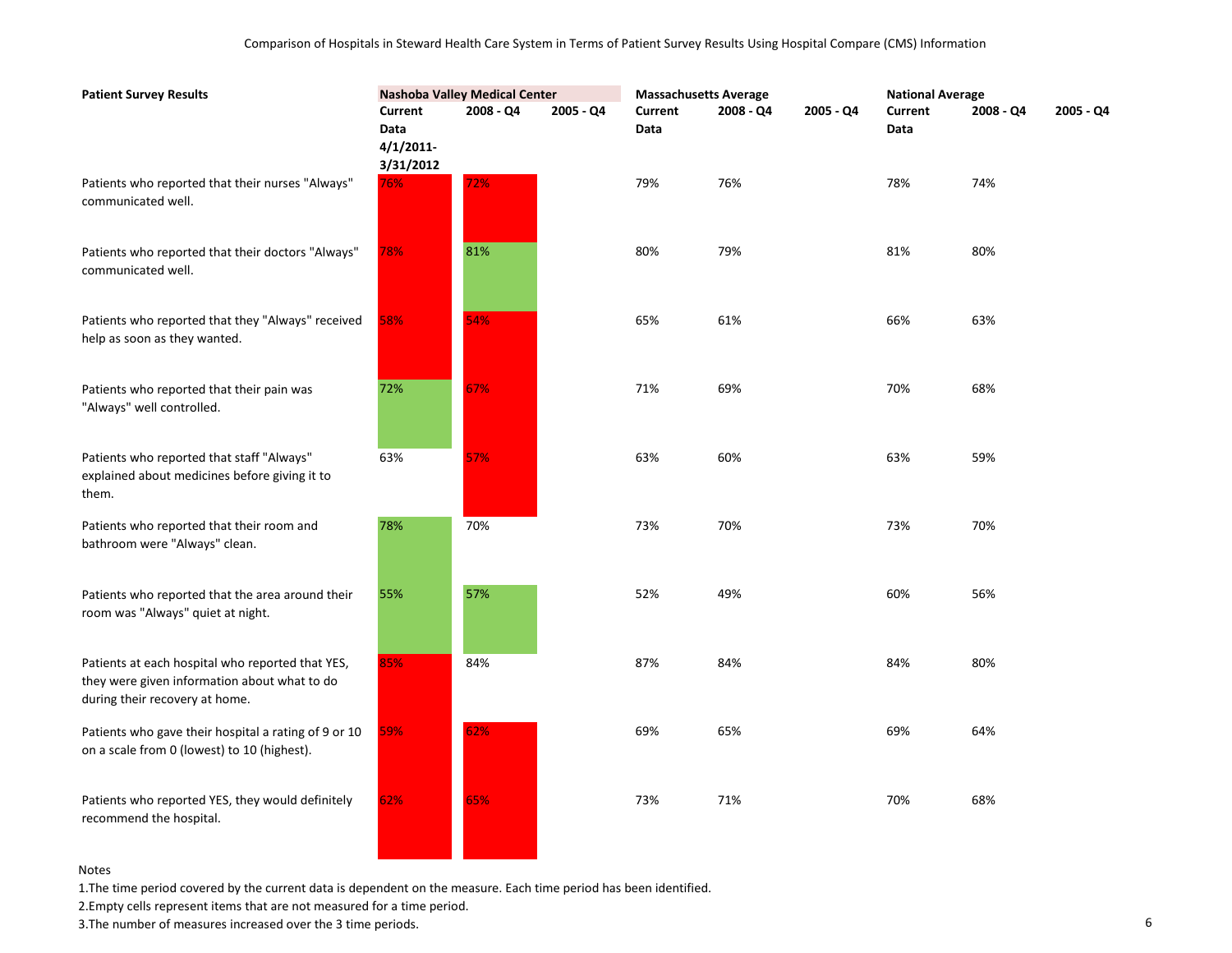Comparison of Hospitals in Steward Health Care System in Terms of Patient Survey Results Using Hospital Compare (CMS) Information

| Patient Survey Results | Nashoba Valley Medical Center | | | Massachusetts Average | | | National Average | | |
|---|---|---|---|---|---|---|---|---|---|
| | Current Data 4/1/2011-3/31/2012 | 2008 - Q4 | 2005 - Q4 | Current Data | 2008 - Q4 | 2005 - Q4 | Current Data | 2008 - Q4 | 2005 - Q4 |
| Patients who reported that their nurses "Always" communicated well. | 76% | 72% | | 79% | 76% | | 78% | 74% | |
| Patients who reported that their doctors "Always" communicated well. | 78% | 81% | | 80% | 79% | | 81% | 80% | |
| Patients who reported that they "Always" received help as soon as they wanted. | 58% | 54% | | 65% | 61% | | 66% | 63% | |
| Patients who reported that their pain was "Always" well controlled. | 72% | 67% | | 71% | 69% | | 70% | 68% | |
| Patients who reported that staff "Always" explained about medicines before giving it to them. | 63% | 57% | | 63% | 60% | | 63% | 59% | |
| Patients who reported that their room and bathroom were "Always" clean. | 78% | 70% | | 73% | 70% | | 73% | 70% | |
| Patients who reported that the area around their room was "Always" quiet at night. | 55% | 57% | | 52% | 49% | | 60% | 56% | |
| Patients at each hospital who reported that YES, they were given information about what to do during their recovery at home. | 85% | 84% | | 87% | 84% | | 84% | 80% | |
| Patients who gave their hospital a rating of 9 or 10 on a scale from 0 (lowest) to 10 (highest). | 59% | 62% | | 69% | 65% | | 69% | 64% | |
| Patients who reported YES, they would definitely recommend the hospital. | 62% | 65% | | 73% | 71% | | 70% | 68% | |

Notes

1. The time period covered by the current data is dependent on the measure. Each time period has been identified.
2. Empty cells represent items that are not measured for a time period.
3. The number of measures increased over the 3 time periods.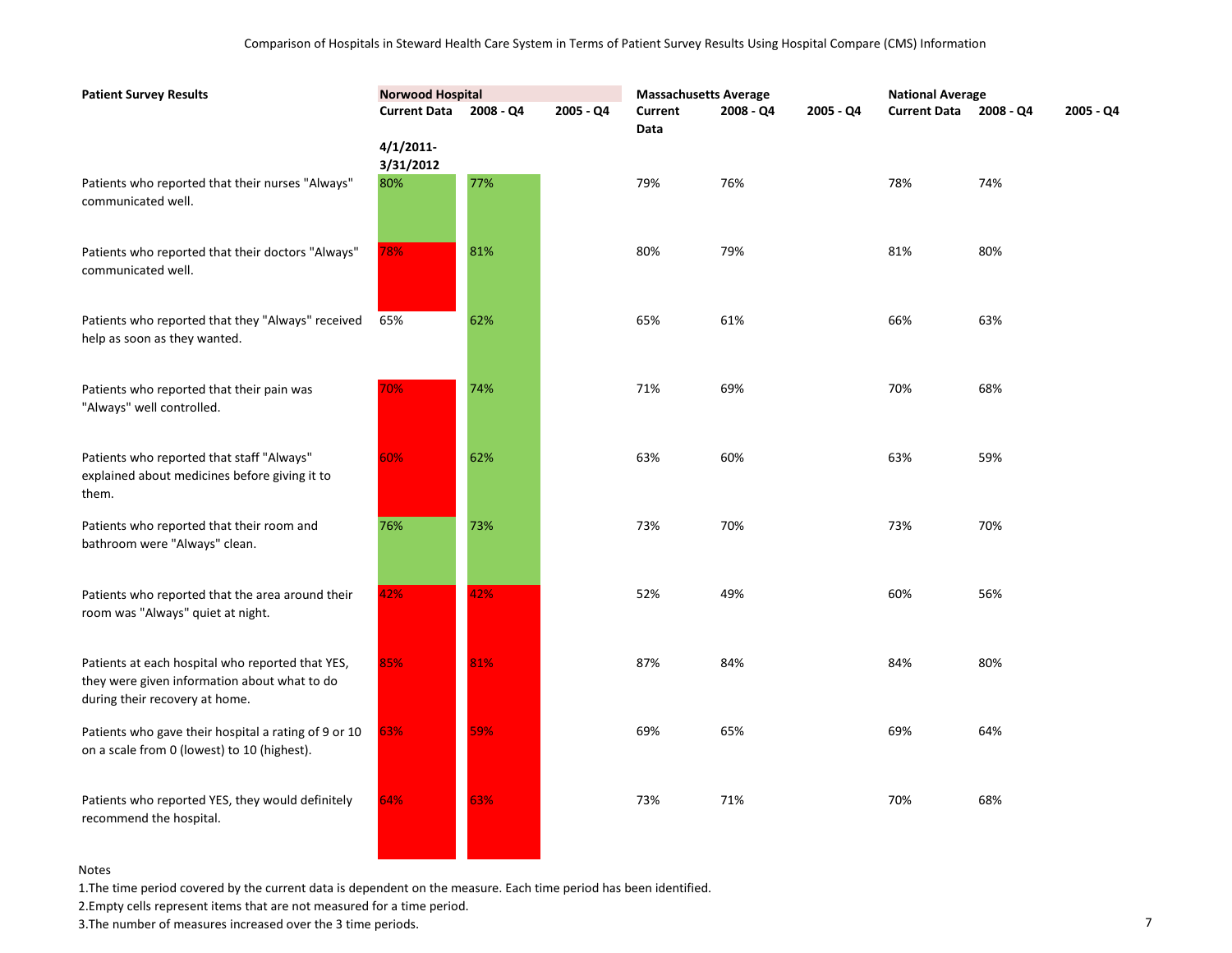Comparison of Hospitals in Steward Health Care System in Terms of Patient Survey Results Using Hospital Compare (CMS) Information

| Patient Survey Results | Norwood Hospital | | | Massachusetts Average | | | National Average | | |
|---|---|---|---|---|---|---|---|---|---|
| | Current Data | 2008 - Q4 | 2005 - Q4 | Current Data | 2008 - Q4 | 2005 - Q4 | Current Data | 2008 - Q4 | 2005 - Q4 |
| | 4/1/2011-3/31/2012 | | | | | | | | |
| Patients who reported that their nurses "Always" communicated well. | 80% | 77% | | 79% | 76% | | 78% | 74% | |
| Patients who reported that their doctors "Always" communicated well. | 78% | 81% | | 80% | 79% | | 81% | 80% | |
| Patients who reported that they "Always" received help as soon as they wanted. | 65% | 62% | | 65% | 61% | | 66% | 63% | |
| Patients who reported that their pain was "Always" well controlled. | 70% | 74% | | 71% | 69% | | 70% | 68% | |
| Patients who reported that staff "Always" explained about medicines before giving it to them. | 60% | 62% | | 63% | 60% | | 63% | 59% | |
| Patients who reported that their room and bathroom were "Always" clean. | 76% | 73% | | 73% | 70% | | 73% | 70% | |
| Patients who reported that the area around their room was "Always" quiet at night. | 42% | 42% | | 52% | 49% | | 60% | 56% | |
| Patients at each hospital who reported that YES, they were given information about what to do during their recovery at home. | 85% | 81% | | 87% | 84% | | 84% | 80% | |
| Patients who gave their hospital a rating of 9 or 10 on a scale from 0 (lowest) to 10 (highest). | 63% | 59% | | 69% | 65% | | 69% | 64% | |
| Patients who reported YES, they would definitely recommend the hospital. | 64% | 63% | | 73% | 71% | | 70% | 68% | |

Notes

1.The time period covered by the current data is dependent on the measure. Each time period has been identified.

2.Empty cells represent items that are not measured for a time period.

3.The number of measures increased over the 3 time periods.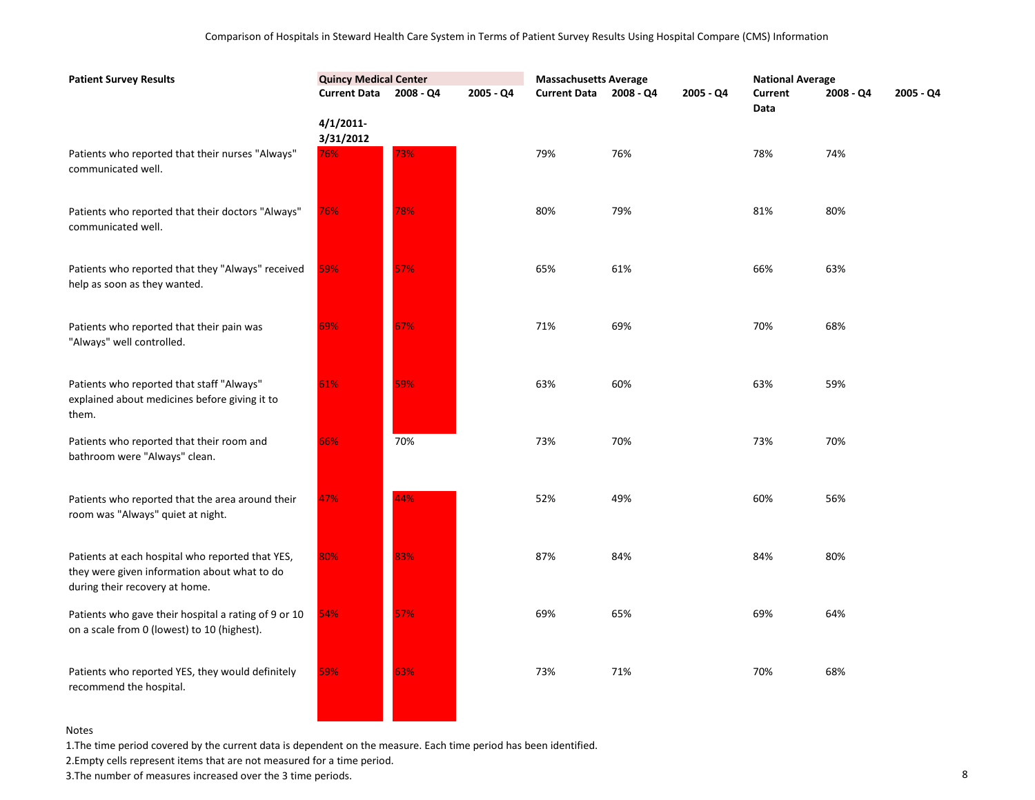Comparison of Hospitals in Steward Health Care System in Terms of Patient Survey Results Using Hospital Compare (CMS) Information

| Patient Survey Results | Quincy Medical Center | | | Massachusetts Average | | | National Average | | |
|---|---|---|---|---|---|---|---|---|---|
| | Current Data | 2008 - Q4 | 2005 - Q4 | Current Data | 2008 - Q4 | 2005 - Q4 | Current Data | 2008 - Q4 | 2005 - Q4 |
| | 4/1/2011-3/31/2012 | | | | | | | | |
| Patients who reported that their nurses "Always" communicated well. | 76% | 73% | | 79% | 76% | | 78% | 74% | |
| Patients who reported that their doctors "Always" communicated well. | 76% | 78% | | 80% | 79% | | 81% | 80% | |
| Patients who reported that they "Always" received help as soon as they wanted. | 59% | 57% | | 65% | 61% | | 66% | 63% | |
| Patients who reported that their pain was "Always" well controlled. | 69% | 67% | | 71% | 69% | | 70% | 68% | |
| Patients who reported that staff "Always" explained about medicines before giving it to them. | 61% | 59% | | 63% | 60% | | 63% | 59% | |
| Patients who reported that their room and bathroom were "Always" clean. | 66% | 70% | | 73% | 70% | | 73% | 70% | |
| Patients who reported that the area around their room was "Always" quiet at night. | 47% | 44% | | 52% | 49% | | 60% | 56% | |
| Patients at each hospital who reported that YES, they were given information about what to do during their recovery at home. | 80% | 83% | | 87% | 84% | | 84% | 80% | |
| Patients who gave their hospital a rating of 9 or 10 on a scale from 0 (lowest) to 10 (highest). | 54% | 57% | | 69% | 65% | | 69% | 64% | |
| Patients who reported YES, they would definitely recommend the hospital. | 59% | 63% | | 73% | 71% | | 70% | 68% | |

Notes

1.The time period covered by the current data is dependent on the measure. Each time period has been identified.

2.Empty cells represent items that are not measured for a time period.

3.The number of measures increased over the 3 time periods.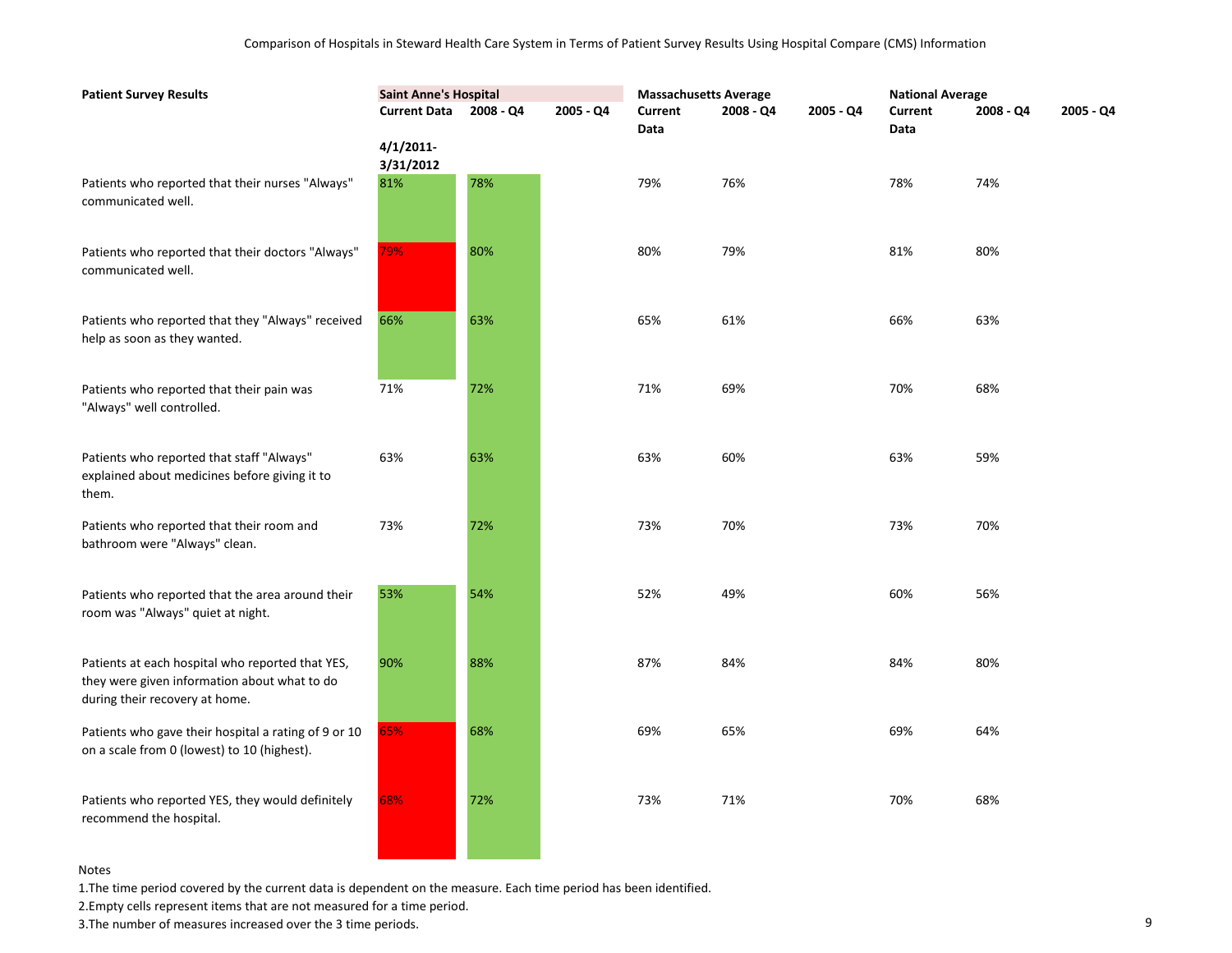Comparison of Hospitals in Steward Health Care System in Terms of Patient Survey Results Using Hospital Compare (CMS) Information

| Patient Survey Results | Saint Anne's Hospital | | | Massachusetts Average | | | National Average | | |
|---|---|---|---|---|---|---|---|---|---|
| | Current Data | 2008 - Q4 | 2005 - Q4 | Current Data | 2008 - Q4 | 2005 - Q4 | Current Data | 2008 - Q4 | 2005 - Q4 |
| | 4/1/2011-3/31/2012 | | | | | | | | |
| Patients who reported that their nurses "Always" communicated well. | 81% | 78% | | 79% | 76% | | 78% | 74% | |
| Patients who reported that their doctors "Always" communicated well. | 79% | 80% | | 80% | 79% | | 81% | 80% | |
| Patients who reported that they "Always" received help as soon as they wanted. | 66% | 63% | | 65% | 61% | | 66% | 63% | |
| Patients who reported that their pain was "Always" well controlled. | 71% | 72% | | 71% | 69% | | 70% | 68% | |
| Patients who reported that staff "Always" explained about medicines before giving it to them. | 63% | 63% | | 63% | 60% | | 63% | 59% | |
| Patients who reported that their room and bathroom were "Always" clean. | 73% | 72% | | 73% | 70% | | 73% | 70% | |
| Patients who reported that the area around their room was "Always" quiet at night. | 53% | 54% | | 52% | 49% | | 60% | 56% | |
| Patients at each hospital who reported that YES, they were given information about what to do during their recovery at home. | 90% | 88% | | 87% | 84% | | 84% | 80% | |
| Patients who gave their hospital a rating of 9 or 10 on a scale from 0 (lowest) to 10 (highest). | 65% | 68% | | 69% | 65% | | 69% | 64% | |
| Patients who reported YES, they would definitely recommend the hospital. | 68% | 72% | | 73% | 71% | | 70% | 68% | |

Notes

1.The time period covered by the current data is dependent on the measure. Each time period has been identified.

2.Empty cells represent items that are not measured for a time period.

3.The number of measures increased over the 3 time periods.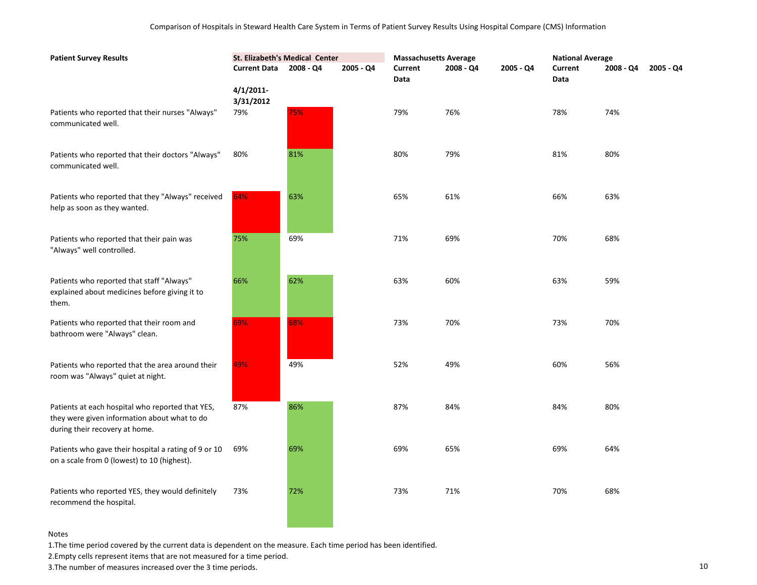Comparison of Hospitals in Steward Health Care System in Terms of Patient Survey Results Using Hospital Compare (CMS) Information

| Patient Survey Results | St. Elizabeth's Medical Center | | | Massachusetts Average | | | National Average | | |
|---|---|---|---|---|---|---|---|---|---|
| | Current Data | 2008 - Q4 | 2005 - Q4 | Current Data | 2008 - Q4 | 2005 - Q4 | Current Data | 2008 - Q4 | 2005 - Q4 |
| | 4/1/2011-3/31/2012 | | | | | | | | |
| Patients who reported that their nurses "Always" communicated well. | 79% | 75% | | 79% | 76% | | 78% | 74% | |
| Patients who reported that their doctors "Always" communicated well. | 80% | 81% | | 80% | 79% | | 81% | 80% | |
| Patients who reported that they "Always" received help as soon as they wanted. | 64% | 63% | | 65% | 61% | | 66% | 63% | |
| Patients who reported that their pain was "Always" well controlled. | 75% | 69% | | 71% | 69% | | 70% | 68% | |
| Patients who reported that staff "Always" explained about medicines before giving it to them. | 66% | 62% | | 63% | 60% | | 63% | 59% | |
| Patients who reported that their room and bathroom were "Always" clean. | 69% | 68% | | 73% | 70% | | 73% | 70% | |
| Patients who reported that the area around their room was "Always" quiet at night. | 49% | 49% | | 52% | 49% | | 60% | 56% | |
| Patients at each hospital who reported that YES, they were given information about what to do during their recovery at home. | 87% | 86% | | 87% | 84% | | 84% | 80% | |
| Patients who gave their hospital a rating of 9 or 10 on a scale from 0 (lowest) to 10 (highest). | 69% | 69% | | 69% | 65% | | 69% | 64% | |
| Patients who reported YES, they would definitely recommend the hospital. | 73% | 72% | | 73% | 71% | | 70% | 68% | |

Notes

1.The time period covered by the current data is dependent on the measure. Each time period has been identified.

2.Empty cells represent items that are not measured for a time period.

3.The number of measures increased over the 3 time periods.